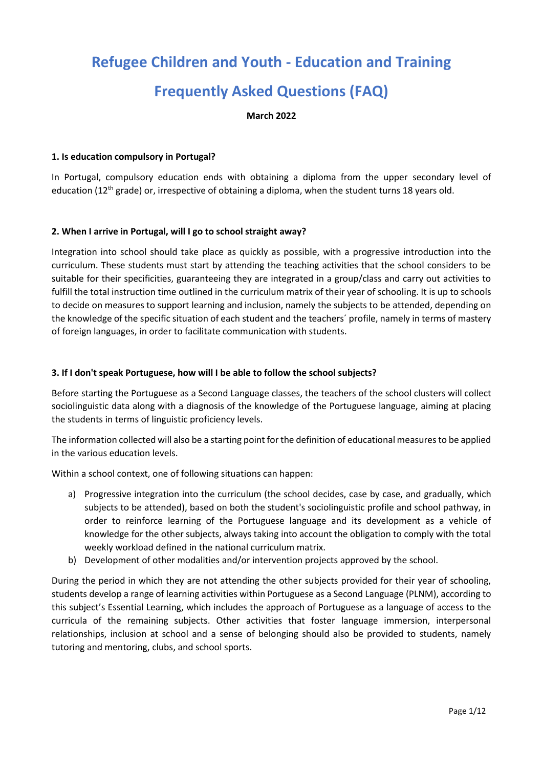# Refugee Children and Youth - Education and Training

# Frequently Asked Questions (FAQ)

**March 2022**

### 1. Is education compulsory in Portugal?

In Portugal, compulsory education ends with obtaining a diploma from the upper secondary level of education (12th grade) or, irrespective of obtaining a diploma, when the student turns 18 years old.

### 2. When I arrive in Portugal, will I go to school straight away?

Integration into school should take place as quickly as possible, with a progressive introduction into the curriculum. These students must start by attending the teaching activities that the school considers to be suitable for their specificities, guaranteeing they are integrated in a group/class and carry out activities to fulfill the total instruction time outlined in the curriculum matrix of their year of schooling. It is up to schools to decide on measures to support learning and inclusion, namely the subjects to be attended, depending on the knowledge of the specific situation of each student and the teachers´ profile, namely in terms of mastery of foreign languages, in order to facilitate communication with students.

### 3. If I don't speak Portuguese, how will I be able to follow the school subjects?

Before starting the Portuguese as a Second Language classes, the teachers of the school clusters will collect sociolinguistic data along with a diagnosis of the knowledge of the Portuguese language, aiming at placing the students in terms of linguistic proficiency levels.

The information collected will also be a starting point for the definition of educational measures to be applied in the various education levels.

Within a school context, one of following situations can happen:

a) Progressive integration into the curriculum (the school decides, case by case, and gradually, which subjects to be attended), based on both the student's sociolinguistic profile and school pathway, in order to reinforce learning of the Portuguese language and its development as a vehicle of knowledge for the other subjects, always taking into account the obligation to comply with the total weekly workload defined in the national curriculum matrix.
b) Development of other modalities and/or intervention projects approved by the school.

During the period in which they are not attending the other subjects provided for their year of schooling, students develop a range of learning activities within Portuguese as a Second Language (PLNM), according to this subject's Essential Learning, which includes the approach of Portuguese as a language of access to the curricula of the remaining subjects. Other activities that foster language immersion, interpersonal relationships, inclusion at school and a sense of belonging should also be provided to students, namely tutoring and mentoring, clubs, and school sports.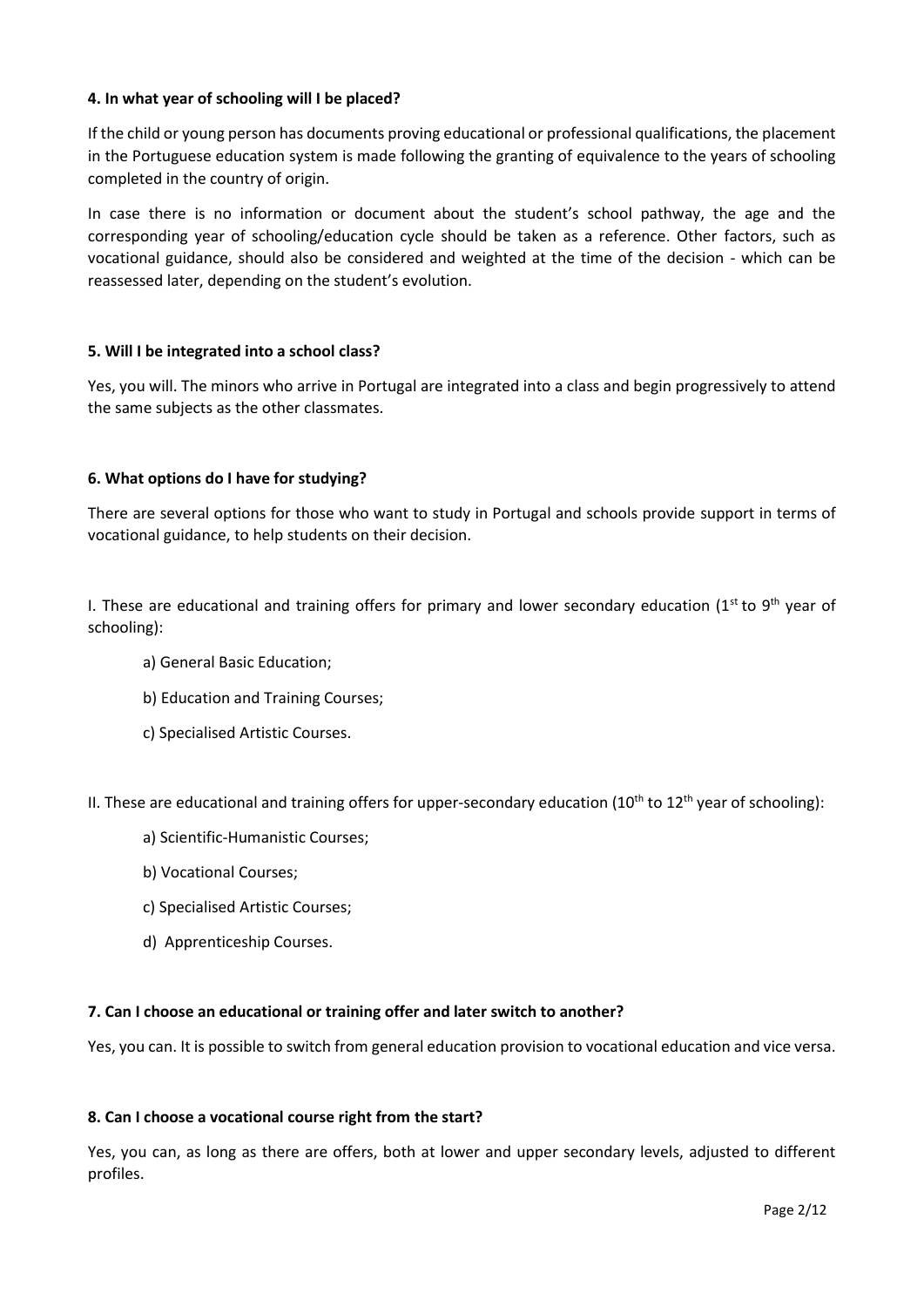**4. In what year of schooling will I be placed?**

If the child or young person has documents proving educational or professional qualifications, the placement in the Portuguese education system is made following the granting of equivalence to the years of schooling completed in the country of origin.

In case there is no information or document about the student's school pathway, the age and the corresponding year of schooling/education cycle should be taken as a reference. Other factors, such as vocational guidance, should also be considered and weighted at the time of the decision - which can be reassessed later, depending on the student's evolution.

**5. Will I be integrated into a school class?**

Yes, you will. The minors who arrive in Portugal are integrated into a class and begin progressively to attend the same subjects as the other classmates.

**6. What options do I have for studying?**

There are several options for those who want to study in Portugal and schools provide support in terms of vocational guidance, to help students on their decision.

I. These are educational and training offers for primary and lower secondary education (1st to 9th year of schooling):

a) General Basic Education;

b) Education and Training Courses;

c) Specialised Artistic Courses.

II. These are educational and training offers for upper-secondary education (10th to 12th year of schooling):

a) Scientific-Humanistic Courses;

b) Vocational Courses;

c) Specialised Artistic Courses;

d) Apprenticeship Courses.

**7. Can I choose an educational or training offer and later switch to another?**

Yes, you can. It is possible to switch from general education provision to vocational education and vice versa.

**8. Can I choose a vocational course right from the start?**

Yes, you can, as long as there are offers, both at lower and upper secondary levels, adjusted to different profiles.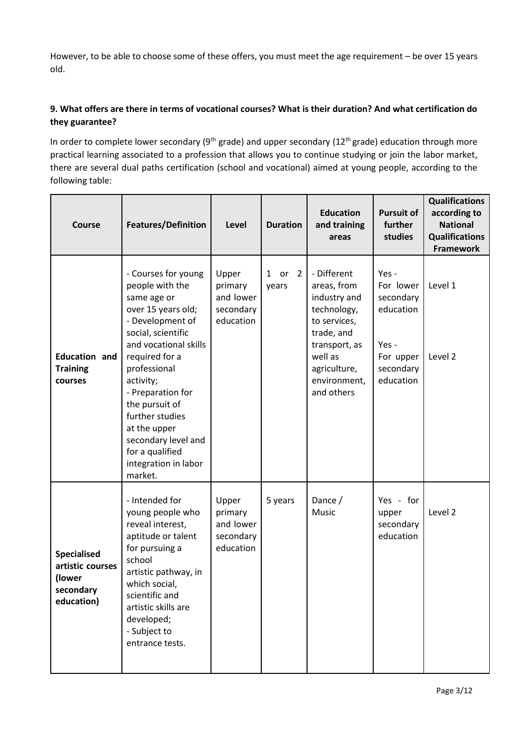However, to be able to choose some of these offers, you must meet the age requirement – be over 15 years old.

**9. What offers are there in terms of vocational courses? What is their duration? And what certification do they guarantee?**

In order to complete lower secondary (9th grade) and upper secondary (12th grade) education through more practical learning associated to a profession that allows you to continue studying or join the labor market, there are several dual paths certification (school and vocational) aimed at young people, according to the following table:

| Course | Features/Definition | Level | Duration | Education and training areas | Pursuit of further studies | Qualifications according to National Qualifications Framework |
|---|---|---|---|---|---|---|
| **Education and Training courses** | - Courses for young people with the same age or over 15 years old;<br>- Development of social, scientific and vocational skills required for a professional activity;<br>- Preparation for the pursuit of further studies at the upper secondary level and for a qualified integration in labor market. | Upper primary and lower secondary education | 1 or 2 years | - Different areas, from industry and technology, to services, trade, and transport, as well as agriculture, environment, and others | Yes - For lower secondary education<br><br>Yes - For upper secondary education | Level 1<br><br>Level 2 |
| **Specialised artistic courses (lower secondary education)** | - Intended for young people who reveal interest, aptitude or talent for pursuing a school artistic pathway, in which social, scientific and artistic skills are developed;<br>- Subject to entrance tests. | Upper primary and lower secondary education | 5 years | Dance / Music | Yes - for upper secondary education | Level 2 |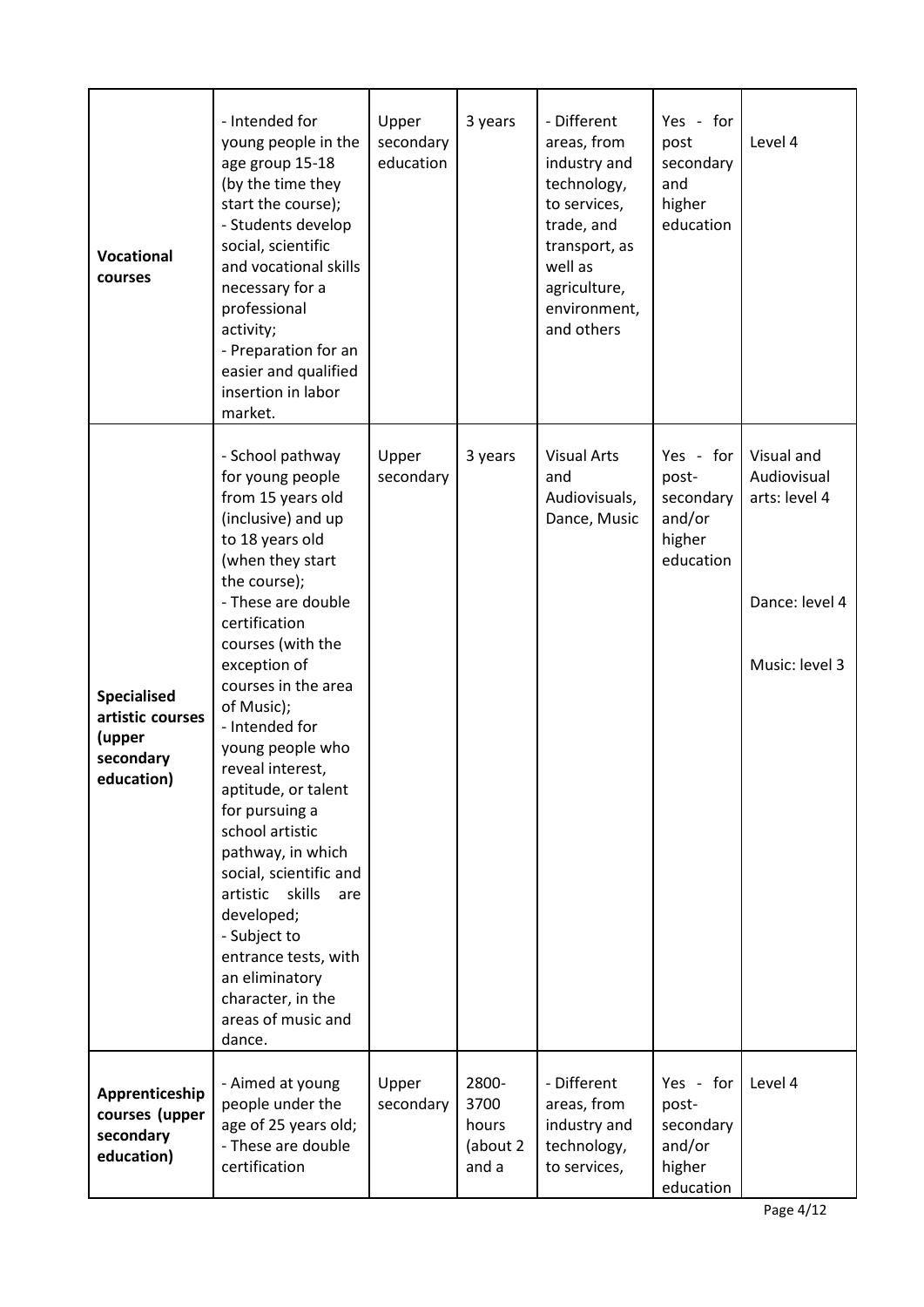| | | | | | | |
|---|---|---|---|---|---|---|
| **Vocational courses** | - Intended for young people in the age group 15-18 (by the time they start the course);<br>- Students develop social, scientific and vocational skills necessary for a professional activity;<br>- Preparation for an easier and qualified insertion in labor market. | Upper secondary education | 3 years | - Different areas, from industry and technology, to services, trade, and transport, as well as agriculture, environment, and others | Yes - for post secondary and higher education | Level 4 |
| **Specialised artistic courses (upper secondary education)** | - School pathway for young people from 15 years old (inclusive) and up to 18 years old (when they start the course);<br>- These are double certification courses (with the exception of courses in the area of Music);<br>- Intended for young people who reveal interest, aptitude, or talent for pursuing a school artistic pathway, in which social, scientific and artistic skills are developed;<br>- Subject to entrance tests, with an eliminatory character, in the areas of music and dance. | Upper secondary | 3 years | Visual Arts and Audiovisuals, Dance, Music | Yes - for post-secondary and/or higher education | Visual and Audiovisual arts: level 4<br><br>Dance: level 4<br><br>Music: level 3 |
| **Apprenticeship courses (upper secondary education)** | - Aimed at young people under the age of 25 years old;<br>- These are double certification | Upper secondary | 2800-3700 hours (about 2 and a | - Different areas, from industry and technology, to services, | Yes - for post-secondary and/or higher education | Level 4 |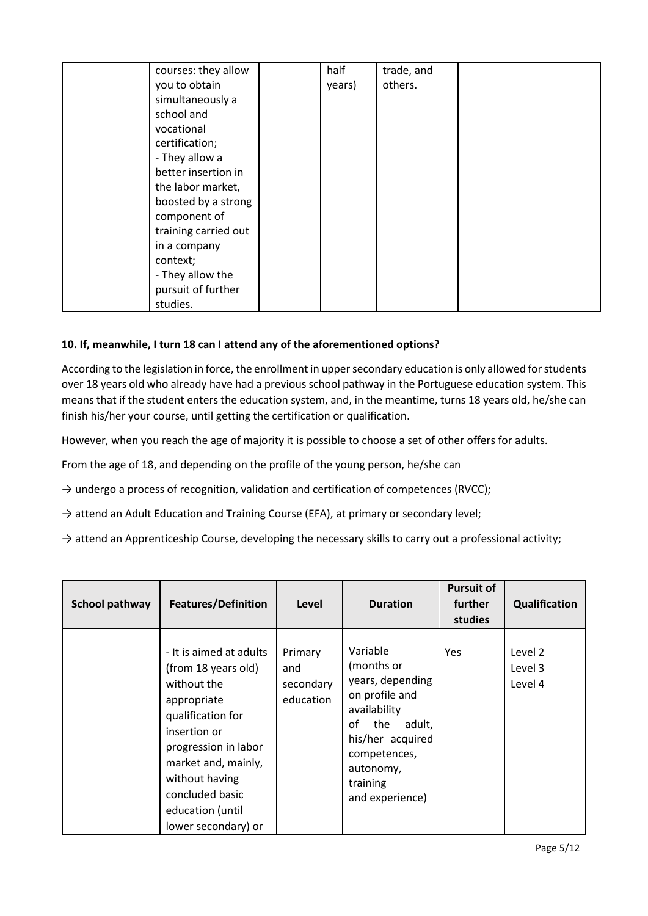| | courses: they allow you to obtain simultaneously a school and vocational certification;<br>- They allow a better insertion in the labor market, boosted by a strong component of training carried out in a company context;<br>- They allow the pursuit of further studies. | | half years) | trade, and others. | | |
|---|---|---|---|---|---|---|

**10. If, meanwhile, I turn 18 can I attend any of the aforementioned options?**

According to the legislation in force, the enrollment in upper secondary education is only allowed for students over 18 years old who already have had a previous school pathway in the Portuguese education system. This means that if the student enters the education system, and, in the meantime, turns 18 years old, he/she can finish his/her your course, until getting the certification or qualification.

However, when you reach the age of majority it is possible to choose a set of other offers for adults.

From the age of 18, and depending on the profile of the young person, he/she can

→ undergo a process of recognition, validation and certification of competences (RVCC);

→ attend an Adult Education and Training Course (EFA), at primary or secondary level;

→ attend an Apprenticeship Course, developing the necessary skills to carry out a professional activity;

| School pathway | Features/Definition | Level | Duration | Pursuit of further studies | Qualification |
|---|---|---|---|---|---|
| | - It is aimed at adults (from 18 years old) without the appropriate qualification for insertion or progression in labor market and, mainly, without having concluded basic education (until lower secondary) or | Primary and secondary education | Variable (months or years, depending on profile and availability of the adult, his/her acquired competences, autonomy, training and experience) | Yes | Level 2<br>Level 3<br>Level 4 |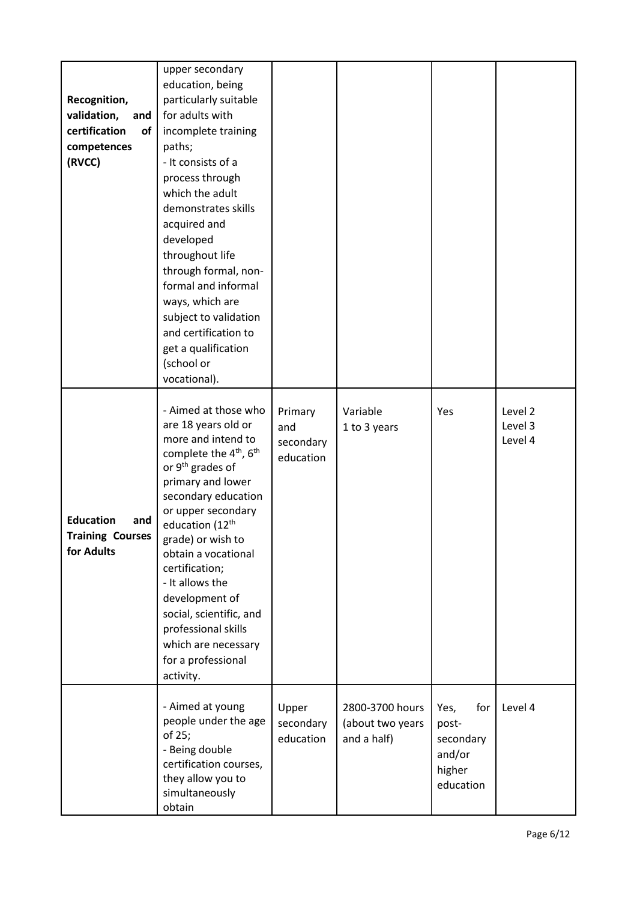| | | | | | |
|---|---|---|---|---|---|
| **Recognition, validation, and certification of competences (RVCC)** | upper secondary education, being particularly suitable for adults with incomplete training paths;<br>- It consists of a process through which the adult demonstrates skills acquired and developed throughout life through formal, non-formal and informal ways, which are subject to validation and certification to get a qualification (school or vocational). | | | | |
| **Education and Training Courses for Adults** | - Aimed at those who are 18 years old or more and intend to complete the 4th, 6th or 9th grades of primary and lower secondary education or upper secondary education (12th grade) or wish to obtain a vocational certification;<br>- It allows the development of social, scientific, and professional skills which are necessary for a professional activity. | Primary and secondary education | Variable<br>1 to 3 years | Yes | Level 2<br>Level 3<br>Level 4 |
| | - Aimed at young people under the age of 25;<br>- Being double certification courses, they allow you to simultaneously obtain | Upper secondary education | 2800-3700 hours (about two years and a half) | Yes, for post-secondary and/or higher education | Level 4 |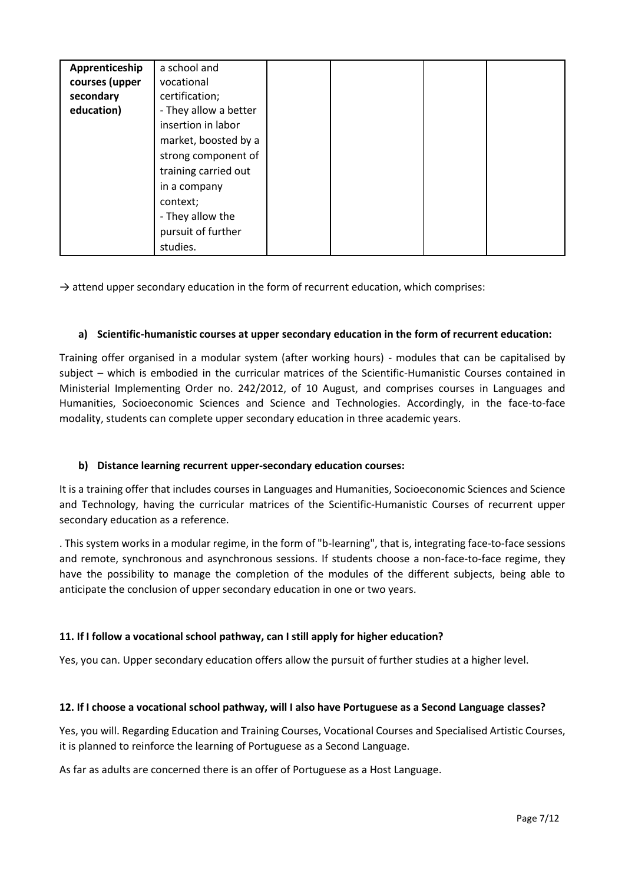| Apprenticeship courses (upper secondary education) | a school and vocational certification;<br>- They allow a better insertion in labor market, boosted by a strong component of training carried out in a company context;<br>- They allow the pursuit of further studies. | | | | |
|---|---|---|---|---|---|

→ attend upper secondary education in the form of recurrent education, which comprises:

**a) Scientific-humanistic courses at upper secondary education in the form of recurrent education:**

Training offer organised in a modular system (after working hours) - modules that can be capitalised by subject – which is embodied in the curricular matrices of the Scientific-Humanistic Courses contained in Ministerial Implementing Order no. 242/2012, of 10 August, and comprises courses in Languages and Humanities, Socioeconomic Sciences and Science and Technologies. Accordingly, in the face-to-face modality, students can complete upper secondary education in three academic years.

**b) Distance learning recurrent upper-secondary education courses:**

It is a training offer that includes courses in Languages and Humanities, Socioeconomic Sciences and Science and Technology, having the curricular matrices of the Scientific-Humanistic Courses of recurrent upper secondary education as a reference.

. This system works in a modular regime, in the form of "b-learning", that is, integrating face-to-face sessions and remote, synchronous and asynchronous sessions. If students choose a non-face-to-face regime, they have the possibility to manage the completion of the modules of the different subjects, being able to anticipate the conclusion of upper secondary education in one or two years.

**11. If I follow a vocational school pathway, can I still apply for higher education?**

Yes, you can. Upper secondary education offers allow the pursuit of further studies at a higher level.

**12. If I choose a vocational school pathway, will I also have Portuguese as a Second Language classes?**

Yes, you will. Regarding Education and Training Courses, Vocational Courses and Specialised Artistic Courses, it is planned to reinforce the learning of Portuguese as a Second Language.

As far as adults are concerned there is an offer of Portuguese as a Host Language.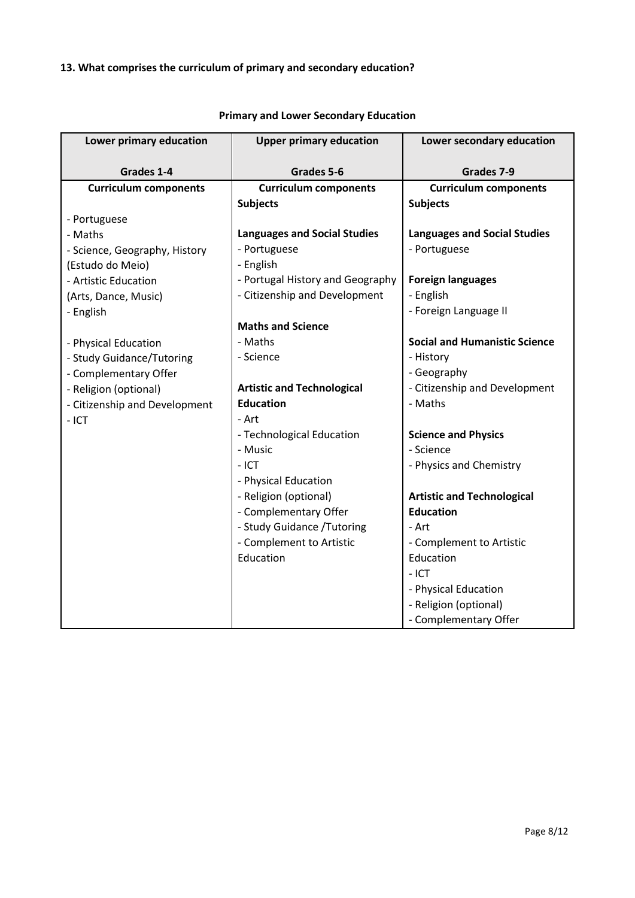**13. What comprises the curriculum of primary and secondary education?**

**Primary and Lower Secondary Education**

| Lower primary education<br><br>Grades 1-4 | Upper primary education<br><br>Grades 5-6 | Lower secondary education<br><br>Grades 7-9 |
|---|---|---|
| **Curriculum components**<br><br>- Portuguese<br>- Maths<br>- Science, Geography, History (Estudo do Meio)<br>- Artistic Education (Arts, Dance, Music)<br>- English<br><br>- Physical Education<br>- Study Guidance/Tutoring<br>- Complementary Offer<br>- Religion (optional)<br>- Citizenship and Development<br>- ICT | **Curriculum components**<br>**Subjects**<br><br>**Languages and Social Studies**<br>- Portuguese<br>- English<br>- Portugal History and Geography<br>- Citizenship and Development<br><br>**Maths and Science**<br>- Maths<br>- Science<br><br>**Artistic and Technological Education**<br>- Art<br>- Technological Education<br>- Music<br>- ICT<br>- Physical Education<br>- Religion (optional)<br>- Complementary Offer<br>- Study Guidance /Tutoring<br>- Complement to Artistic Education | **Curriculum components**<br>**Subjects**<br><br>**Languages and Social Studies**<br>- Portuguese<br><br>**Foreign languages**<br>- English<br>- Foreign Language II<br><br>**Social and Humanistic Science**<br>- History<br>- Geography<br>- Citizenship and Development<br>- Maths<br><br>**Science and Physics**<br>- Science<br>- Physics and Chemistry<br><br>**Artistic and Technological Education**<br>- Art<br>- Complement to Artistic Education<br>- ICT<br>- Physical Education<br>- Religion (optional)<br>- Complementary Offer |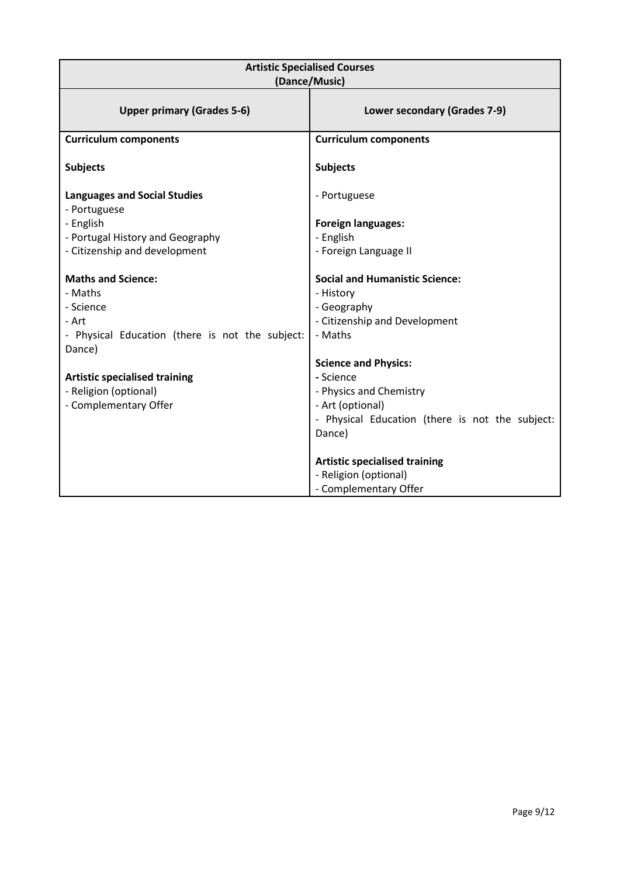<table>
<tr><th colspan="2">Artistic Specialised Courses<br>(Dance/Music)</th></tr>
<tr><th>Upper primary (Grades 5-6)</th><th>Lower secondary (Grades 7-9)</th></tr>
<tr><td><b>Curriculum components</b><br><br><b>Subjects</b><br><br><b>Languages and Social Studies</b><br>- Portuguese<br>- English<br>- Portugal History and Geography<br>- Citizenship and development<br><br><b>Maths and Science:</b><br>- Maths<br>- Science<br>- Art<br>- Physical Education (there is not the subject: Dance)<br><br><b>Artistic specialised training</b><br>- Religion (optional)<br>- Complementary Offer</td><td><b>Curriculum components</b><br><br><b>Subjects</b><br><br>- Portuguese<br><br><b>Foreign languages:</b><br>- English<br>- Foreign Language II<br><br><b>Social and Humanistic Science:</b><br>- History<br>- Geography<br>- Citizenship and Development<br>- Maths<br><br><b>Science and Physics:</b><br>- Science<br>- Physics and Chemistry<br>- Art (optional)<br>- Physical Education (there is not the subject: Dance)<br><br><b>Artistic specialised training</b><br>- Religion (optional)<br>- Complementary Offer</td></tr>
</table>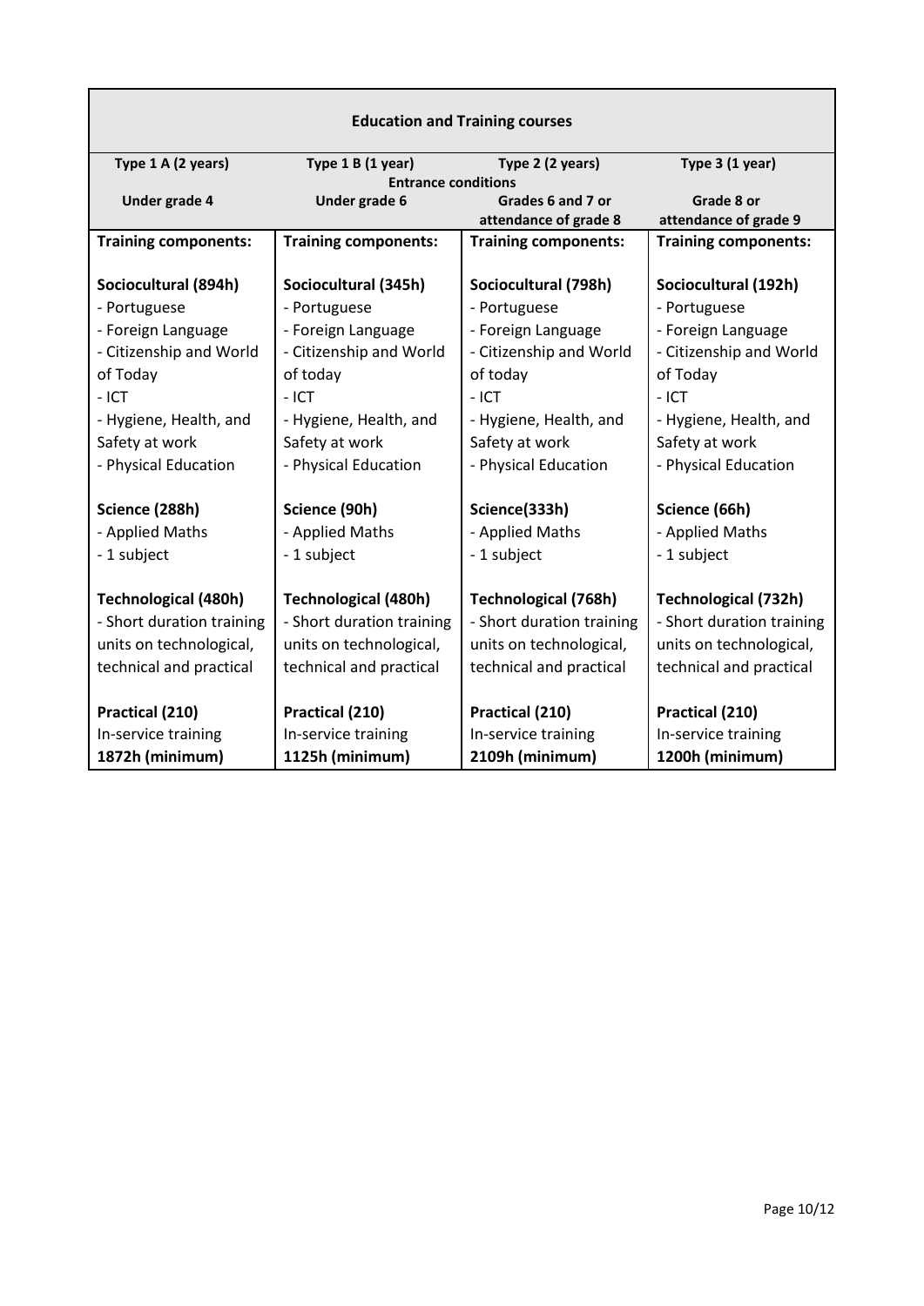| Education and Training courses | | | |
|---|---|---|---|
| Type 1 A (2 years) | Type 1 B (1 year) | Type 2 (2 years) | Type 3 (1 year) |
| Entrance conditions | | | |
| Under grade 4 | Under grade 6 | Grades 6 and 7 or attendance of grade 8 | Grade 8 or attendance of grade 9 |
| **Training components:** | **Training components:** | **Training components:** | **Training components:** |
| **Sociocultural (894h)**<br>- Portuguese<br>- Foreign Language<br>- Citizenship and World of Today<br>- ICT<br>- Hygiene, Health, and Safety at work<br>- Physical Education | **Sociocultural (345h)**<br>- Portuguese<br>- Foreign Language<br>- Citizenship and World of today<br>- ICT<br>- Hygiene, Health, and Safety at work<br>- Physical Education | **Sociocultural (798h)**<br>- Portuguese<br>- Foreign Language<br>- Citizenship and World of today<br>- ICT<br>- Hygiene, Health, and Safety at work<br>- Physical Education | **Sociocultural (192h)**<br>- Portuguese<br>- Foreign Language<br>- Citizenship and World of Today<br>- ICT<br>- Hygiene, Health, and Safety at work<br>- Physical Education |
| **Science (288h)**<br>- Applied Maths<br>- 1 subject | **Science (90h)**<br>- Applied Maths<br>- 1 subject | **Science(333h)**<br>- Applied Maths<br>- 1 subject | **Science (66h)**<br>- Applied Maths<br>- 1 subject |
| **Technological (480h)**<br>- Short duration training units on technological, technical and practical | **Technological (480h)**<br>- Short duration training units on technological, technical and practical | **Technological (768h)**<br>- Short duration training units on technological, technical and practical | **Technological (732h)**<br>- Short duration training units on technological, technical and practical |
| **Practical (210)**<br>In-service training<br>**1872h (minimum)** | **Practical (210)**<br>In-service training<br>**1125h (minimum)** | **Practical (210)**<br>In-service training<br>**2109h (minimum)** | **Practical (210)**<br>In-service training<br>**1200h (minimum)** |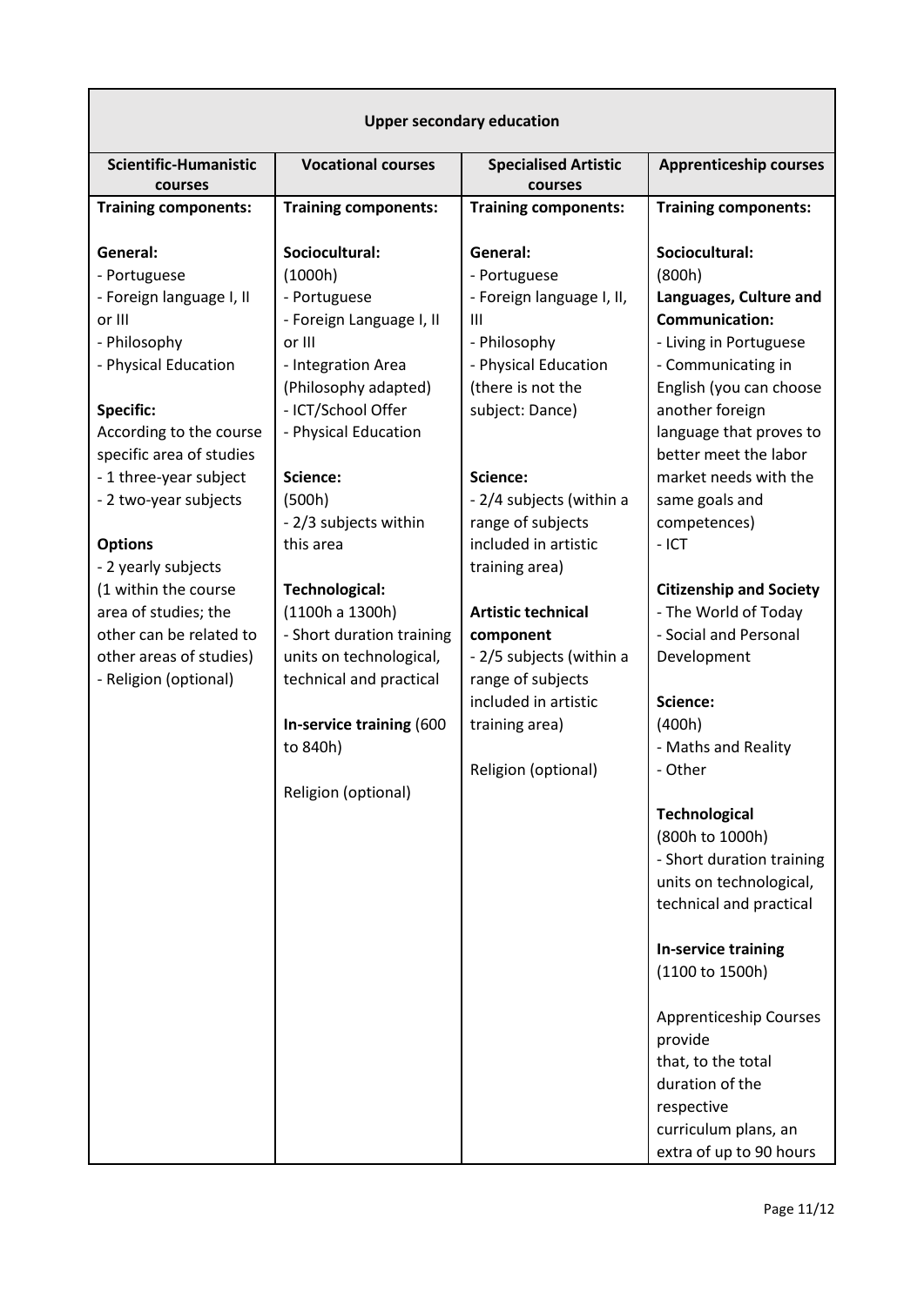<table>
<tr><th colspan="4">Upper secondary education</th></tr>
<tr><th>Scientific-Humanistic courses</th><th>Vocational courses</th><th>Specialised Artistic courses</th><th>Apprenticeship courses</th></tr>
<tr>
<td><b>Training components:</b><br><br><b>General:</b><br>- Portuguese<br>- Foreign language I, II or III<br>- Philosophy<br>- Physical Education<br><br><b>Specific:</b><br>According to the course specific area of studies<br>- 1 three-year subject<br>- 2 two-year subjects<br><br><b>Options</b><br>- 2 yearly subjects (1 within the course area of studies; the other can be related to other areas of studies)<br>- Religion (optional)</td>
<td><b>Training components:</b><br><br><b>Sociocultural:</b><br>(1000h)<br>- Portuguese<br>- Foreign Language I, II or III<br>- Integration Area (Philosophy adapted)<br>- ICT/School Offer<br>- Physical Education<br><br><b>Science:</b><br>(500h)<br>- 2/3 subjects within this area<br><br><b>Technological:</b><br>(1100h a 1300h)<br>- Short duration training units on technological, technical and practical<br><br><b>In-service training</b> (600 to 840h)<br><br>Religion (optional)</td>
<td><b>Training components:</b><br><br><b>General:</b><br>- Portuguese<br>- Foreign language I, II, III<br>- Philosophy<br>- Physical Education (there is not the subject: Dance)<br><br><b>Science:</b><br>- 2/4 subjects (within a range of subjects included in artistic training area)<br><br><b>Artistic technical component</b><br>- 2/5 subjects (within a range of subjects included in artistic training area)<br><br>Religion (optional)</td>
<td><b>Training components:</b><br><br><b>Sociocultural:</b><br>(800h)<br><b>Languages, Culture and Communication:</b><br>- Living in Portuguese<br>- Communicating in English (you can choose another foreign language that proves to better meet the labor market needs with the same goals and competences)<br>- ICT<br><br><b>Citizenship and Society</b><br>- The World of Today<br>- Social and Personal Development<br><br><b>Science:</b><br>(400h)<br>- Maths and Reality<br>- Other<br><br><b>Technological</b><br>(800h to 1000h)<br>- Short duration training units on technological, technical and practical<br><br><b>In-service training</b><br>(1100 to 1500h)<br><br>Apprenticeship Courses provide that, to the total duration of the respective curriculum plans, an extra of up to 90 hours</td>
</tr>
</table>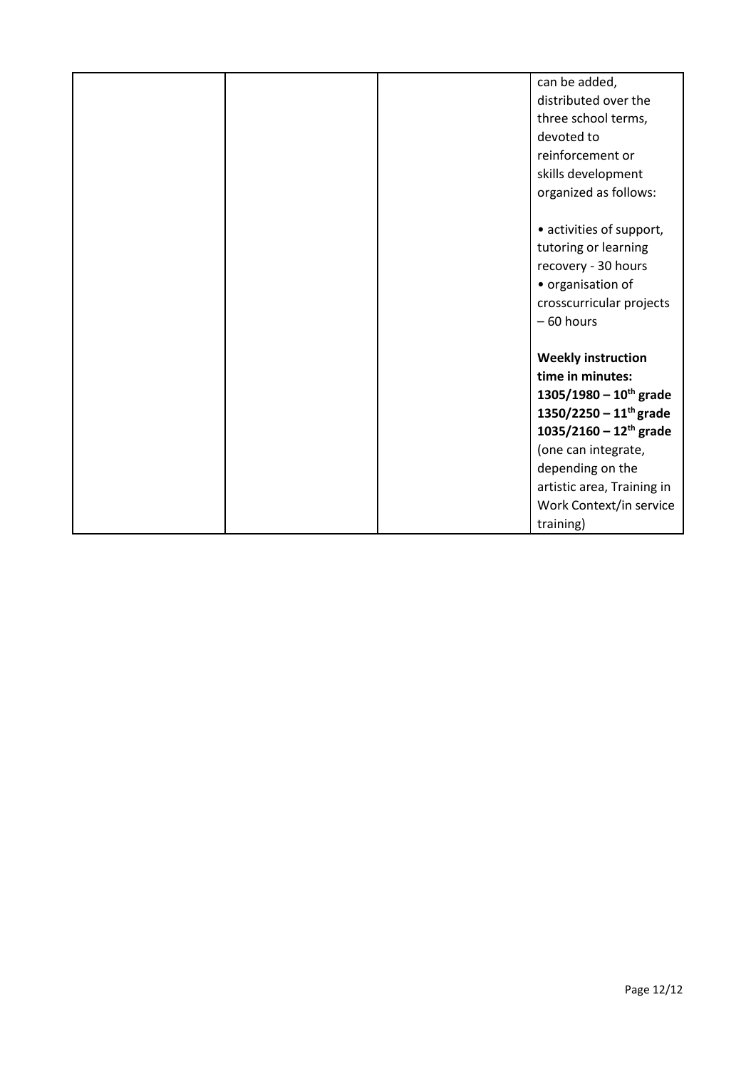| | | | |
|---|---|---|---|
| | | | can be added, distributed over the three school terms, devoted to reinforcement or skills development organized as follows:<br><br>• activities of support, tutoring or learning recovery - 30 hours<br>• organisation of crosscurricular projects – 60 hours<br><br>**Weekly instruction time in minutes:**<br>**1305/1980 – 10th grade**<br>**1350/2250 – 11th grade**<br>**1035/2160 – 12th grade**<br>(one can integrate, depending on the artistic area, Training in Work Context/in service training) |